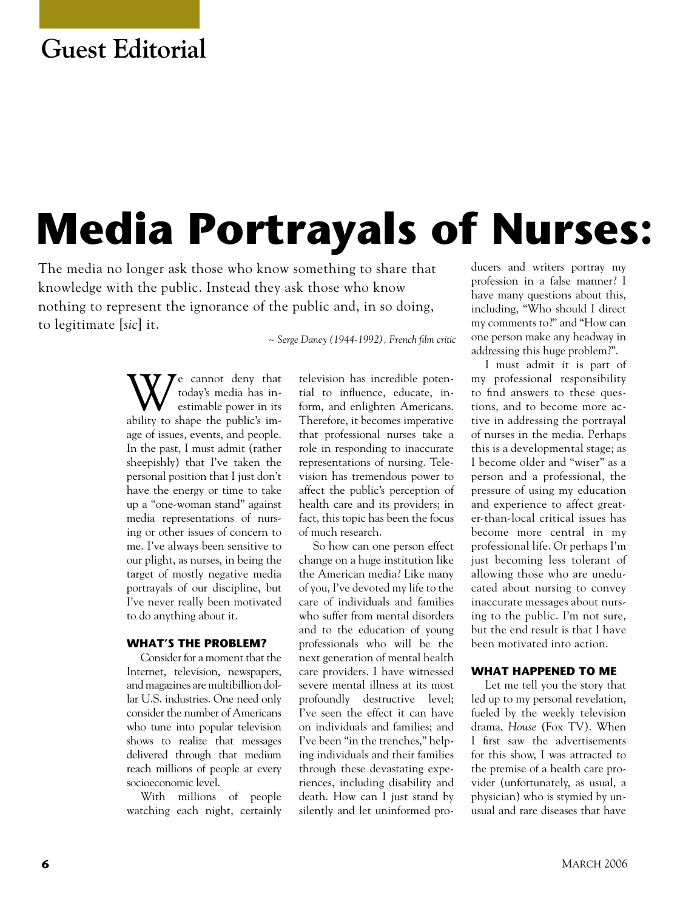Guest Editorial

# Media Portrayals of Nurses:

> The media no longer ask those who know something to share that knowledge with the public. Instead they ask those who know nothing to represent the ignorance of the public and, in so doing, to legitimate [*sic*] it.
>
> *~ Serge Daney (1944-1992), French film critic*

We cannot deny that today's media has inestimable power in its ability to shape the public's image of issues, events, and people. In the past, I must admit (rather sheepishly) that I've taken the personal position that I just don't have the energy or time to take up a "one-woman stand" against media representations of nursing or other issues of concern to me. I've always been sensitive to our plight, as nurses, in being the target of mostly negative media portrayals of our discipline, but I've never really been motivated to do anything about it.

## WHAT'S THE PROBLEM?

Consider for a moment that the Internet, television, newspapers, and magazines are multibillion dollar U.S. industries. One need only consider the number of Americans who tune into popular television shows to realize that messages delivered through that medium reach millions of people at every socioeconomic level.

With millions of people watching each night, certainly television has incredible potential to influence, educate, inform, and enlighten Americans. Therefore, it becomes imperative that professional nurses take a role in responding to inaccurate representations of nursing. Television has tremendous power to affect the public's perception of health care and its providers; in fact, this topic has been the focus of much research.

So how can one person effect change on a huge institution like the American media? Like many of you, I've devoted my life to the care of individuals and families who suffer from mental disorders and to the education of young professionals who will be the next generation of mental health care providers. I have witnessed severe mental illness at its most profoundly destructive level; I've seen the effect it can have on individuals and families; and I've been "in the trenches," helping individuals and their families through these devastating experiences, including disability and death. How can I just stand by silently and let uninformed producers and writers portray my profession in a false manner? I have many questions about this, including, "Who should I direct my comments to?" and "How can one person make any headway in addressing this huge problem?".

I must admit it is part of my professional responsibility to find answers to these questions, and to become more active in addressing the portrayal of nurses in the media. Perhaps this is a developmental stage; as I become older and "wiser" as a person and a professional, the pressure of using my education and experience to affect greater-than-local critical issues has become more central in my professional life. Or perhaps I'm just becoming less tolerant of allowing those who are uneducated about nursing to convey inaccurate messages about nursing to the public. I'm not sure, but the end result is that I have been motivated into action.

## WHAT HAPPENED TO ME

Let me tell you the story that led up to my personal revelation, fueled by the weekly television drama, *House* (Fox TV). When I first saw the advertisements for this show, I was attracted to the premise of a health care provider (unfortunately, as usual, a physician) who is stymied by unusual and rare diseases that have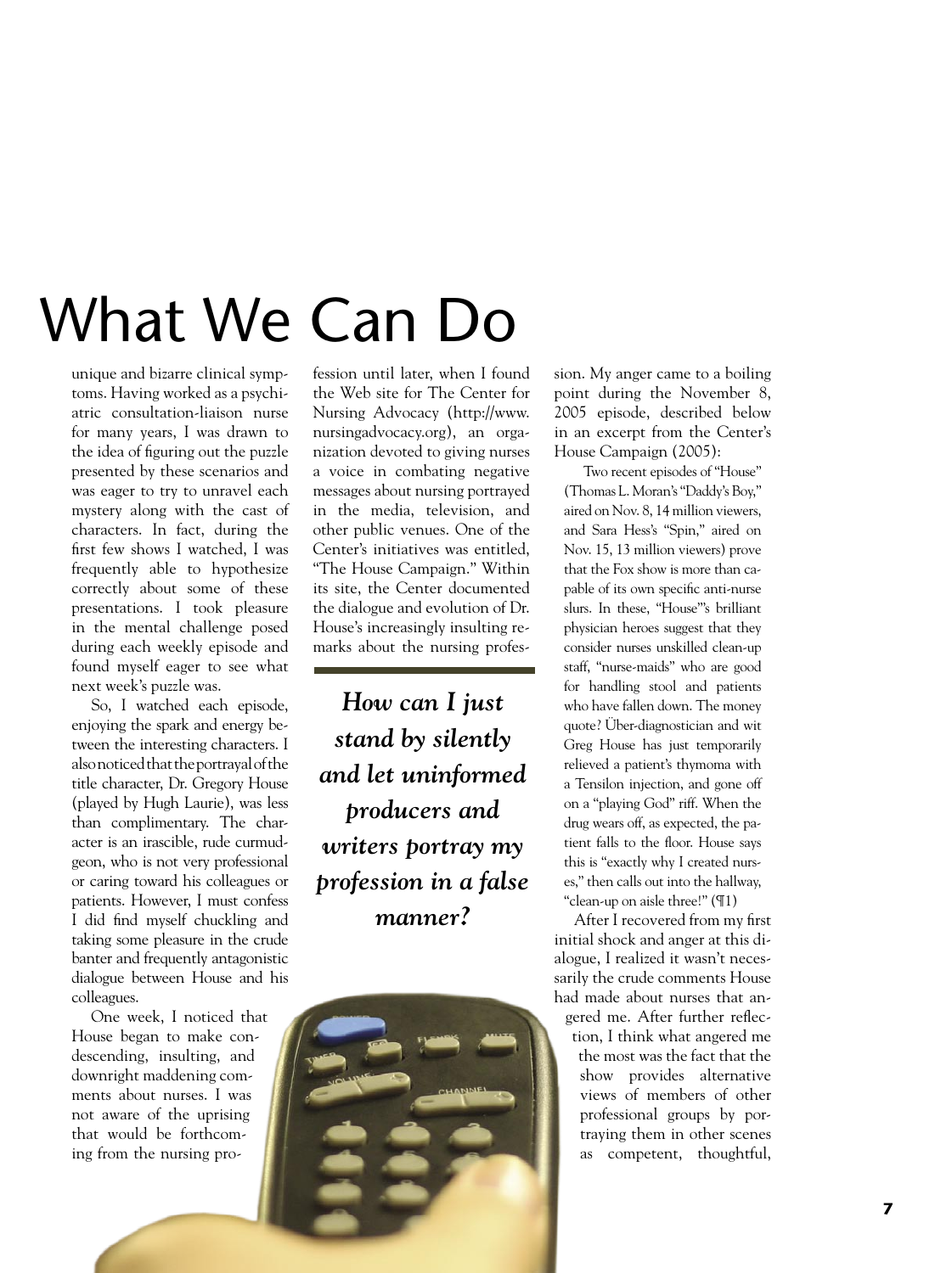# What We Can Do

unique and bizarre clinical symptoms. Having worked as a psychiatric consultation-liaison nurse for many years, I was drawn to the idea of figuring out the puzzle presented by these scenarios and was eager to try to unravel each mystery along with the cast of characters. In fact, during the first few shows I watched, I was frequently able to hypothesize correctly about some of these presentations. I took pleasure in the mental challenge posed during each weekly episode and found myself eager to see what next week's puzzle was.

So, I watched each episode, enjoying the spark and energy between the interesting characters. I also noticed that the portrayal of the title character, Dr. Gregory House (played by Hugh Laurie), was less than complimentary. The character is an irascible, rude curmudgeon, who is not very professional or caring toward his colleagues or patients. However, I must confess I did find myself chuckling and taking some pleasure in the crude banter and frequently antagonistic dialogue between House and his colleagues.

One week, I noticed that House began to make condescending, insulting, and downright maddening comments about nurses. I was not aware of the uprising that would be forthcoming from the nursing profession until later, when I found the Web site for The Center for Nursing Advocacy (http://www.nursingadvocacy.org), an organization devoted to giving nurses a voice in combating negative messages about nursing portrayed in the media, television, and other public venues. One of the Center's initiatives was entitled, "The House Campaign." Within its site, the Center documented the dialogue and evolution of Dr. House's increasingly insulting remarks about the nursing profession. My anger came to a boiling point during the November 8, 2005 episode, described below in an excerpt from the Center's House Campaign (2005):

> Two recent episodes of "House" (Thomas L. Moran's "Daddy's Boy," aired on Nov. 8, 14 million viewers, and Sara Hess's "Spin," aired on Nov. 15, 13 million viewers) prove that the Fox show is more than capable of its own specific anti-nurse slurs. In these, "House"'s brilliant physician heroes suggest that they consider nurses unskilled clean-up staff, "nurse-maids" who are good for handling stool and patients who have fallen down. The money quote? Über-diagnostician and wit Greg House has just temporarily relieved a patient's thymoma with a Tensilon injection, and gone off on a "playing God" riff. When the drug wears off, as expected, the patient falls to the floor. House says this is "exactly why I created nurses," then calls out into the hallway, "clean-up on aisle three!" (¶1)

***How can I just stand by silently and let uninformed producers and writers portray my profession in a false manner?***

After I recovered from my first initial shock and anger at this dialogue, I realized it wasn't necessarily the crude comments House had made about nurses that angered me. After further reflection, I think what angered me the most was the fact that the show provides alternative views of members of other professional groups by portraying them in other scenes as competent, thoughtful,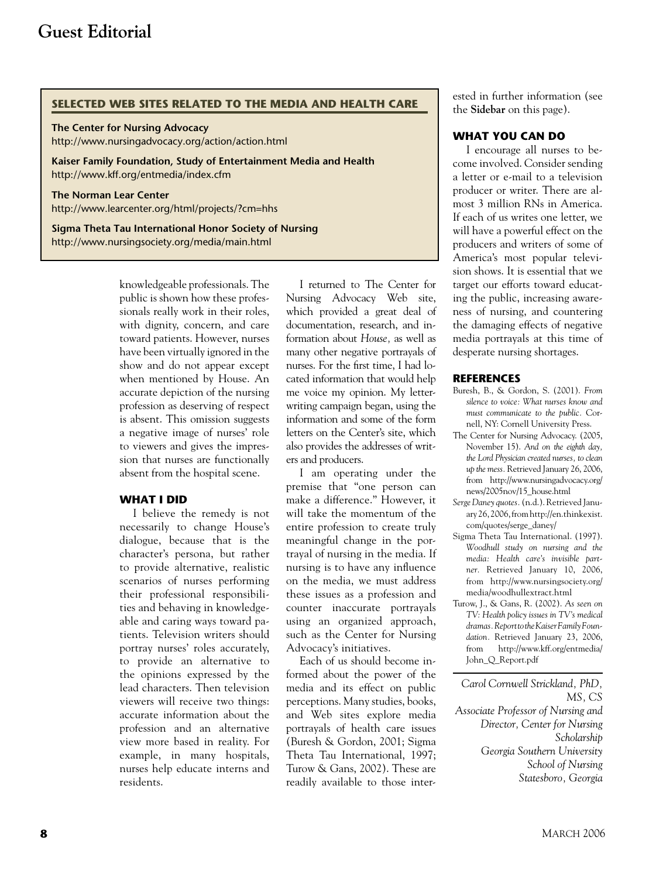### SELECTED WEB SITES RELATED TO THE MEDIA AND HEALTH CARE

**The Center for Nursing Advocacy**
http://www.nursingadvocacy.org/action/action.html

**Kaiser Family Foundation, Study of Entertainment Media and Health**
http://www.kff.org/entmedia/index.cfm

**The Norman Lear Center**
http://www.learcenter.org/html/projects/?cm=hhs

**Sigma Theta Tau International Honor Society of Nursing**
http://www.nursingsociety.org/media/main.html

knowledgeable professionals. The public is shown how these professionals really work in their roles, with dignity, concern, and care toward patients. However, nurses have been virtually ignored in the show and do not appear except when mentioned by House. An accurate depiction of the nursing profession as deserving of respect is absent. This omission suggests a negative image of nurses' role to viewers and gives the impression that nurses are functionally absent from the hospital scene.

## WHAT I DID

I believe the remedy is not necessarily to change House's dialogue, because that is the character's persona, but rather to provide alternative, realistic scenarios of nurses performing their professional responsibilities and behaving in knowledgeable and caring ways toward patients. Television writers should portray nurses' roles accurately, to provide an alternative to the opinions expressed by the lead characters. Then television viewers will receive two things: accurate information about the profession and an alternative view more based in reality. For example, in many hospitals, nurses help educate interns and residents.

I returned to The Center for Nursing Advocacy Web site, which provided a great deal of documentation, research, and information about *House,* as well as many other negative portrayals of nurses. For the first time, I had located information that would help me voice my opinion. My letter-writing campaign began, using the information and some of the form letters on the Center's site, which also provides the addresses of writers and producers.

I am operating under the premise that "one person can make a difference." However, it will take the momentum of the entire profession to create truly meaningful change in the portrayal of nursing in the media. If nursing is to have any influence on the media, we must address these issues as a profession and counter inaccurate portrayals using an organized approach, such as the Center for Nursing Advocacy's initiatives.

Each of us should become informed about the power of the media and its effect on public perceptions. Many studies, books, and Web sites explore media portrayals of health care issues (Buresh & Gordon, 2001; Sigma Theta Tau International, 1997; Turow & Gans, 2002). These are readily available to those interested in further information (see the **Sidebar** on this page).

## WHAT YOU CAN DO

I encourage all nurses to become involved. Consider sending a letter or e-mail to a television producer or writer. There are almost 3 million RNs in America. If each of us writes one letter, we will have a powerful effect on the producers and writers of some of America's most popular television shows. It is essential that we target our efforts toward educating the public, increasing awareness of nursing, and countering the damaging effects of negative media portrayals at this time of desperate nursing shortages.

## REFERENCES

Buresh, B., & Gordon, S. (2001). *From silence to voice: What nurses know and must communicate to the public.* Cornell, NY: Cornell University Press.

The Center for Nursing Advocacy. (2005, November 15). *And on the eighth day, the Lord Physician created nurses, to clean up the mess.* Retrieved January 26, 2006, from http://www.nursingadvocacy.org/news/2005nov/15_house.html

*Serge Daney quotes.* (n.d.). Retrieved January 26, 2006, from http://en.thinkexist.com/quotes/serge_daney/

Sigma Theta Tau International. (1997). *Woodhull study on nursing and the media: Health care's invisible partner.* Retrieved January 10, 2006, from http://www.nursingsociety.org/media/woodhullextract.html

Turow, J., & Gans, R. (2002). *As seen on TV: Health policy issues in TV's medical dramas. Report to the Kaiser Family Foundation.* Retrieved January 23, 2006, from http://www.kff.org/entmedia/John_Q_Report.pdf

*Carol Cornwell Strickland, PhD, MS, CS*
*Associate Professor of Nursing and Director, Center for Nursing Scholarship*
*Georgia Southern University School of Nursing*
*Statesboro, Georgia*